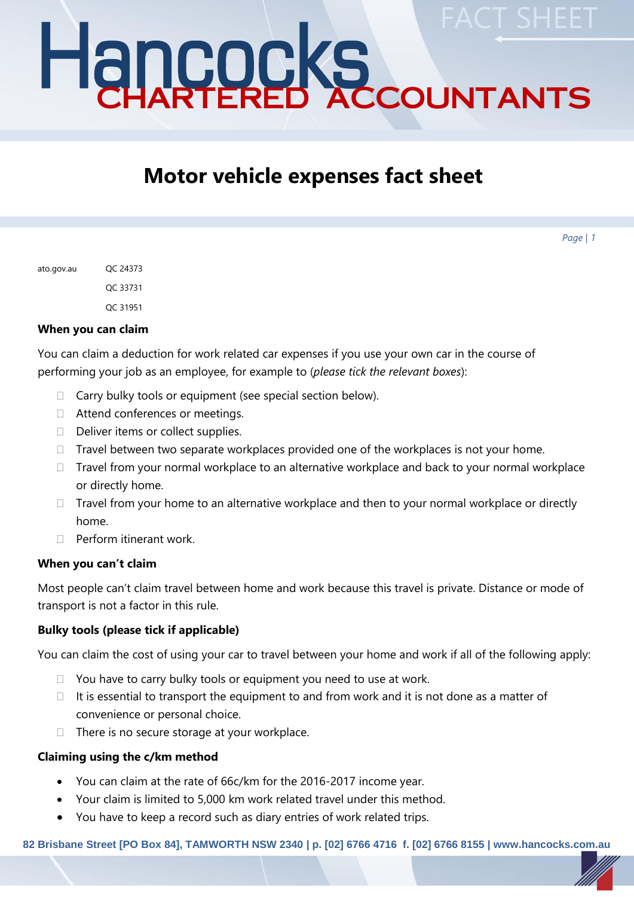# Hancocks CHARTERED ACCOUNTANTS

FACT SHEET

## Motor vehicle expenses fact sheet

| ato.gov.au | QC 24373 |
|---|---|
| | QC 33731 |
| | QC 31951 |

**When you can claim**

You can claim a deduction for work related car expenses if you use your own car in the course of performing your job as an employee, for example to (*please tick the relevant boxes*):

- ☐ Carry bulky tools or equipment (see special section below).
- ☐ Attend conferences or meetings.
- ☐ Deliver items or collect supplies.
- ☐ Travel between two separate workplaces provided one of the workplaces is not your home.
- ☐ Travel from your normal workplace to an alternative workplace and back to your normal workplace or directly home.
- ☐ Travel from your home to an alternative workplace and then to your normal workplace or directly home.
- ☐ Perform itinerant work.

**When you can't claim**

Most people can't claim travel between home and work because this travel is private. Distance or mode of transport is not a factor in this rule.

**Bulky tools (please tick if applicable)**

You can claim the cost of using your car to travel between your home and work if all of the following apply:

- ☐ You have to carry bulky tools or equipment you need to use at work.
- ☐ It is essential to transport the equipment to and from work and it is not done as a matter of convenience or personal choice.
- ☐ There is no secure storage at your workplace.

**Claiming using the c/km method**

- You can claim at the rate of 66c/km for the 2016-2017 income year.
- Your claim is limited to 5,000 km work related travel under this method.
- You have to keep a record such as diary entries of work related trips.

82 Brisbane Street [PO Box 84], TAMWORTH NSW 2340 | p. [02] 6766 4716 f. [02] 6766 8155 | www.hancocks.com.au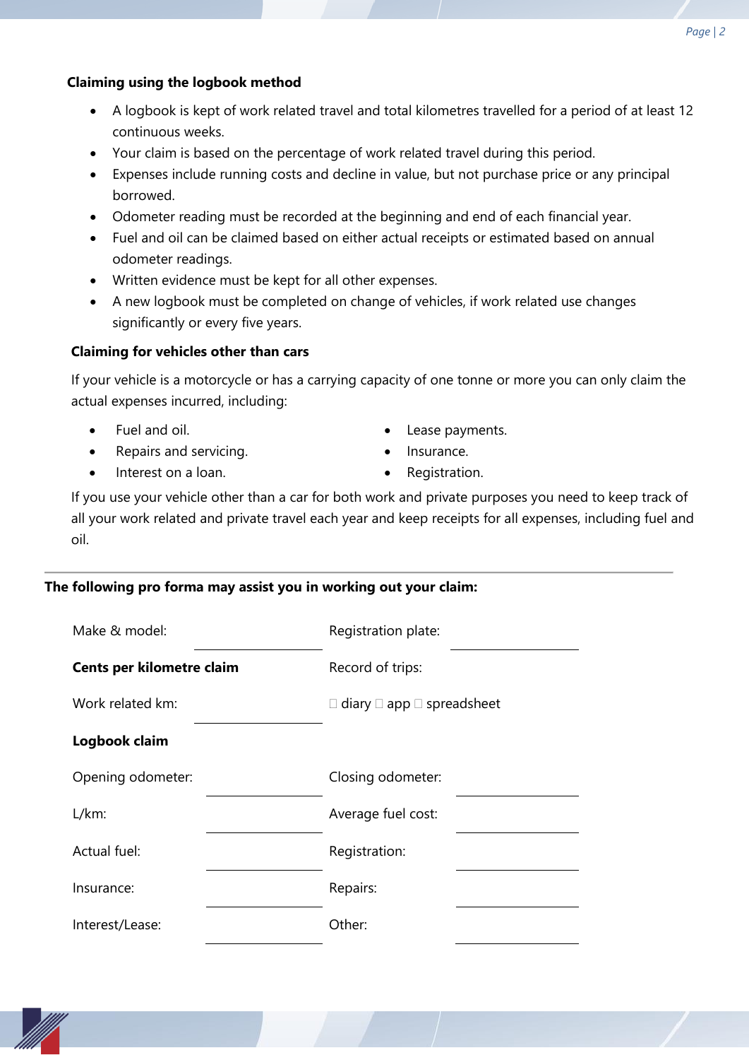**Claiming using the logbook method**

- A logbook is kept of work related travel and total kilometres travelled for a period of at least 12 continuous weeks.
- Your claim is based on the percentage of work related travel during this period.
- Expenses include running costs and decline in value, but not purchase price or any principal borrowed.
- Odometer reading must be recorded at the beginning and end of each financial year.
- Fuel and oil can be claimed based on either actual receipts or estimated based on annual odometer readings.
- Written evidence must be kept for all other expenses.
- A new logbook must be completed on change of vehicles, if work related use changes significantly or every five years.

**Claiming for vehicles other than cars**

If your vehicle is a motorcycle or has a carrying capacity of one tonne or more you can only claim the actual expenses incurred, including:

- Fuel and oil.
- Repairs and servicing.
- Interest on a loan.
- Lease payments.
- Insurance.
- Registration.

If you use your vehicle other than a car for both work and private purposes you need to keep track of all your work related and private travel each year and keep receipts for all expenses, including fuel and oil.

---

**The following pro forma may assist you in working out your claim:**

| | | | |
|---|---|---|---|
| Make & model: | | Registration plate: | |
| **Cents per kilometre claim** | | Record of trips: | |
| Work related km: | | ☐ diary ☐ app ☐ spreadsheet | |
| **Logbook claim** | | | |
| Opening odometer: | | Closing odometer: | |
| L/km: | | Average fuel cost: | |
| Actual fuel: | | Registration: | |
| Insurance: | | Repairs: | |
| Interest/Lease: | | Other: | |